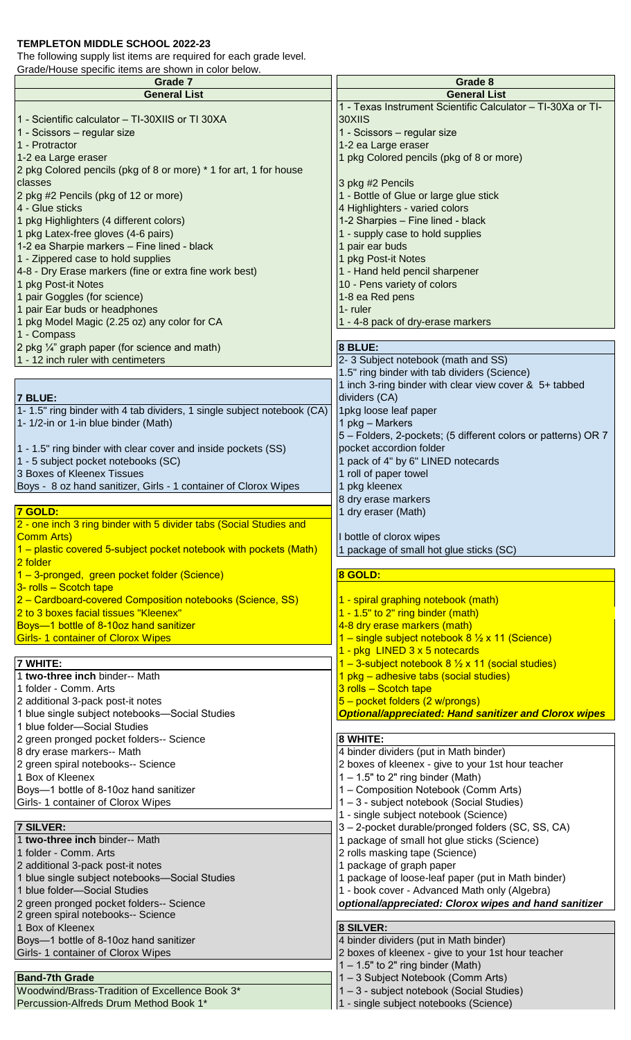**TEMPLETON MIDDLE SCHOOL 2022-23**

The following supply list items are required for each grade level.
Grade/House specific items are shown in color below.

## Grade 7

### General List

1 - Scientific calculator – TI-30XIIS or TI 30XA
1 - Scissors – regular size
1 - Protractor
1-2 ea Large eraser
2 pkg Colored pencils (pkg of 8 or more) * 1 for art, 1 for house classes
2 pkg #2 Pencils (pkg of 12 or more)
4 - Glue sticks
1 pkg Highlighters (4 different colors)
1 pkg Latex-free gloves (4-6 pairs)
1-2 ea Sharpie markers – Fine lined - black
1 - Zippered case to hold supplies
4-8 - Dry Erase markers (fine or extra fine work best)
1 pkg Post-it Notes
1 pair Goggles (for science)
1 pair Ear buds or headphones
1 pkg Model Magic (2.25 oz) any color for CA
1 - Compass
2 pkg ¼" graph paper (for science and math)
1 - 12 inch ruler with centimeters

### 7 BLUE:

1- 1.5" ring binder with 4 tab dividers, 1 single subject notebook (CA)
1- 1/2-in or 1-in blue binder (Math)
1 - 1.5" ring binder with clear cover and inside pockets (SS)
1 - 5 subject pocket notebooks (SC)
3 Boxes of Kleenex Tissues
Boys - 8 oz hand sanitizer, Girls - 1 container of Clorox Wipes

### 7 GOLD:

2 - one inch 3 ring binder with 5 divider tabs (Social Studies and Comm Arts)
1 – plastic covered 5-subject pocket notebook with pockets (Math)
2 folder
1 – 3-pronged, green pocket folder (Science)
3- rolls – Scotch tape
2 – Cardboard-covered Composition notebooks (Science, SS)
2 to 3 boxes facial tissues "Kleenex"
Boys—1 bottle of 8-10oz hand sanitizer
Girls- 1 container of Clorox Wipes

### 7 WHITE:

1 **two-three inch** binder-- Math
1 folder - Comm. Arts
2 additional 3-pack post-it notes
1 blue single subject notebooks—Social Studies
1 blue folder—Social Studies
2 green pronged pocket folders-- Science
8 dry erase markers-- Math
2 green spiral notebooks-- Science
1 Box of Kleenex
Boys—1 bottle of 8-10oz hand sanitizer
Girls- 1 container of Clorox Wipes

### 7 SILVER:

1 **two-three inch** binder-- Math
1 folder - Comm. Arts
2 additional 3-pack post-it notes
1 blue single subject notebooks—Social Studies
1 blue folder—Social Studies
2 green pronged pocket folders-- Science
2 green spiral notebooks-- Science
1 Box of Kleenex
Boys—1 bottle of 8-10oz hand sanitizer
Girls- 1 container of Clorox Wipes

### Band-7th Grade

Woodwind/Brass-Tradition of Excellence Book 3*
Percussion-Alfreds Drum Method Book 1*

## Grade 8

### General List

1 - Texas Instrument Scientific Calculator – TI-30Xa or TI-30XIIS
1 - Scissors – regular size
1-2 ea Large eraser
1 pkg Colored pencils (pkg of 8 or more)
3 pkg #2 Pencils
1 - Bottle of Glue or large glue stick
4 Highlighters - varied colors
1-2 Sharpies – Fine lined - black
1 - supply case to hold supplies
1 pair ear buds
1 pkg Post-it Notes
1 - Hand held pencil sharpener
10 - Pens variety of colors
1-8 ea Red pens
1- ruler
1 - 4-8 pack of dry-erase markers

### 8 BLUE:

2- 3 Subject notebook (math and SS)
1.5" ring binder with tab dividers (Science)
1 inch 3-ring binder with clear view cover & 5+ tabbed dividers (CA)
1pkg loose leaf paper
1 pkg – Markers
5 – Folders, 2-pockets; (5 different colors or patterns) OR 7 pocket accordion folder
1 pack of 4" by 6" LINED notecards
1 roll of paper towel
1 pkg kleenex
8 dry erase markers
1 dry eraser (Math)
I bottle of clorox wipes
1 package of small hot glue sticks (SC)

### 8 GOLD:

1 - spiral graphing notebook (math)
1 - 1.5" to 2" ring binder (math)
4-8 dry erase markers (math)
1 – single subject notebook 8 ½ x 11 (Science)
1 - pkg LINED 3 x 5 notecards
1 – 3-subject notebook 8 ½ x 11 (social studies)
1 pkg – adhesive tabs (social studies)
3 rolls – Scotch tape
5 – pocket folders (2 w/prongs)
***Optional/appreciated: Hand sanitizer and Clorox wipes***

### 8 WHITE:

4 binder dividers (put in Math binder)
2 boxes of kleenex - give to your 1st hour teacher
1 – 1.5" to 2" ring binder (Math)
1 – Composition Notebook (Comm Arts)
1 – 3 - subject notebook (Social Studies)
1 - single subject notebook (Science)
3 – 2-pocket durable/pronged folders (SC, SS, CA)
1 package of small hot glue sticks (Science)
2 rolls masking tape (Science)
1 package of graph paper
1 package of loose-leaf paper (put in Math binder)
1 - book cover - Advanced Math only (Algebra)
***optional/appreciated: Clorox wipes and hand sanitizer***

### 8 SILVER:

4 binder dividers (put in Math binder)
2 boxes of kleenex - give to your 1st hour teacher
1 – 1.5" to 2" ring binder (Math)
1 – 3 Subject Notebook (Comm Arts)
1 – 3 - subject notebook (Social Studies)
1 - single subject notebooks (Science)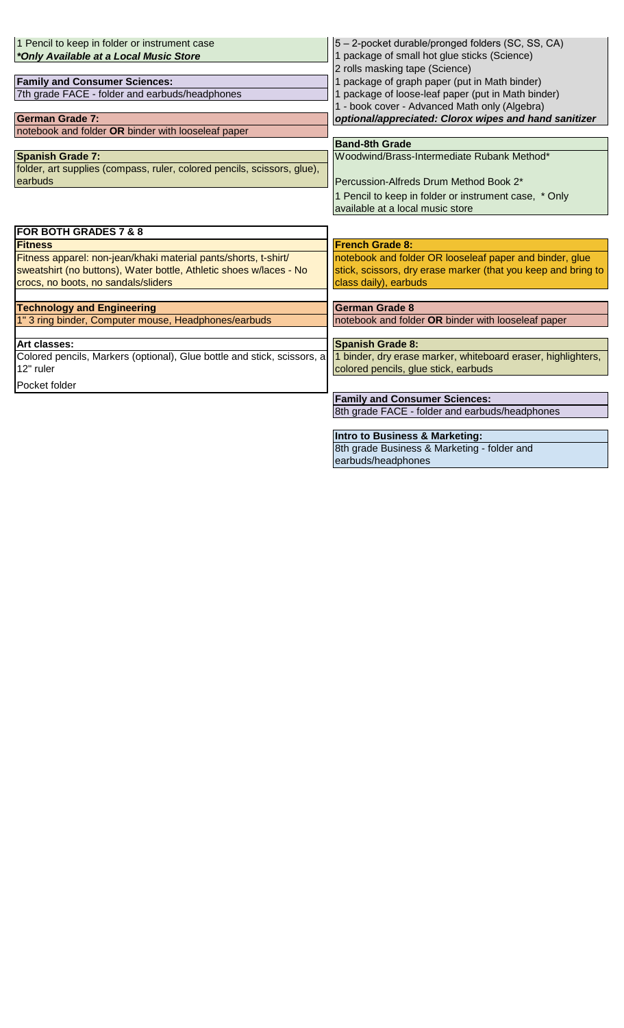1 Pencil to keep in folder or instrument case

***Only Available at a Local Music Store**

**Family and Consumer Sciences:**

7th grade FACE - folder and earbuds/headphones

**German Grade 7:**

notebook and folder **OR** binder with looseleaf paper

**Spanish Grade 7:**

folder, art supplies (compass, ruler, colored pencils, scissors, glue), earbuds

5 – 2-pocket durable/pronged folders (SC, SS, CA)

1 package of small hot glue sticks (Science)

2 rolls masking tape (Science)

1 package of graph paper (put in Math binder)

1 package of loose-leaf paper (put in Math binder)

1 - book cover - Advanced Math only (Algebra)

***optional/appreciated: Clorox wipes and hand sanitizer***

**Band-8th Grade**

Woodwind/Brass-Intermediate Rubank Method*

Percussion-Alfreds Drum Method Book 2*

1 Pencil to keep in folder or instrument case, * Only available at a local music store

## FOR BOTH GRADES 7 & 8

**Fitness**

Fitness apparel: non-jean/khaki material pants/shorts, t-shirt/ sweatshirt (no buttons), Water bottle, Athletic shoes w/laces - No crocs, no boots, no sandals/sliders

**Technology and Engineering**

1" 3 ring binder, Computer mouse, Headphones/earbuds

**Art classes:**

Colored pencils, Markers (optional), Glue bottle and stick, scissors, a 12" ruler

Pocket folder

**French Grade 8:**

notebook and folder OR looseleaf paper and binder, glue stick, scissors, dry erase marker (that you keep and bring to class daily), earbuds

**German Grade 8**

notebook and folder **OR** binder with looseleaf paper

**Spanish Grade 8:**

1 binder, dry erase marker, whiteboard eraser, highlighters, colored pencils, glue stick, earbuds

**Family and Consumer Sciences:**

8th grade FACE - folder and earbuds/headphones

**Intro to Business & Marketing:**

8th grade Business & Marketing - folder and earbuds/headphones